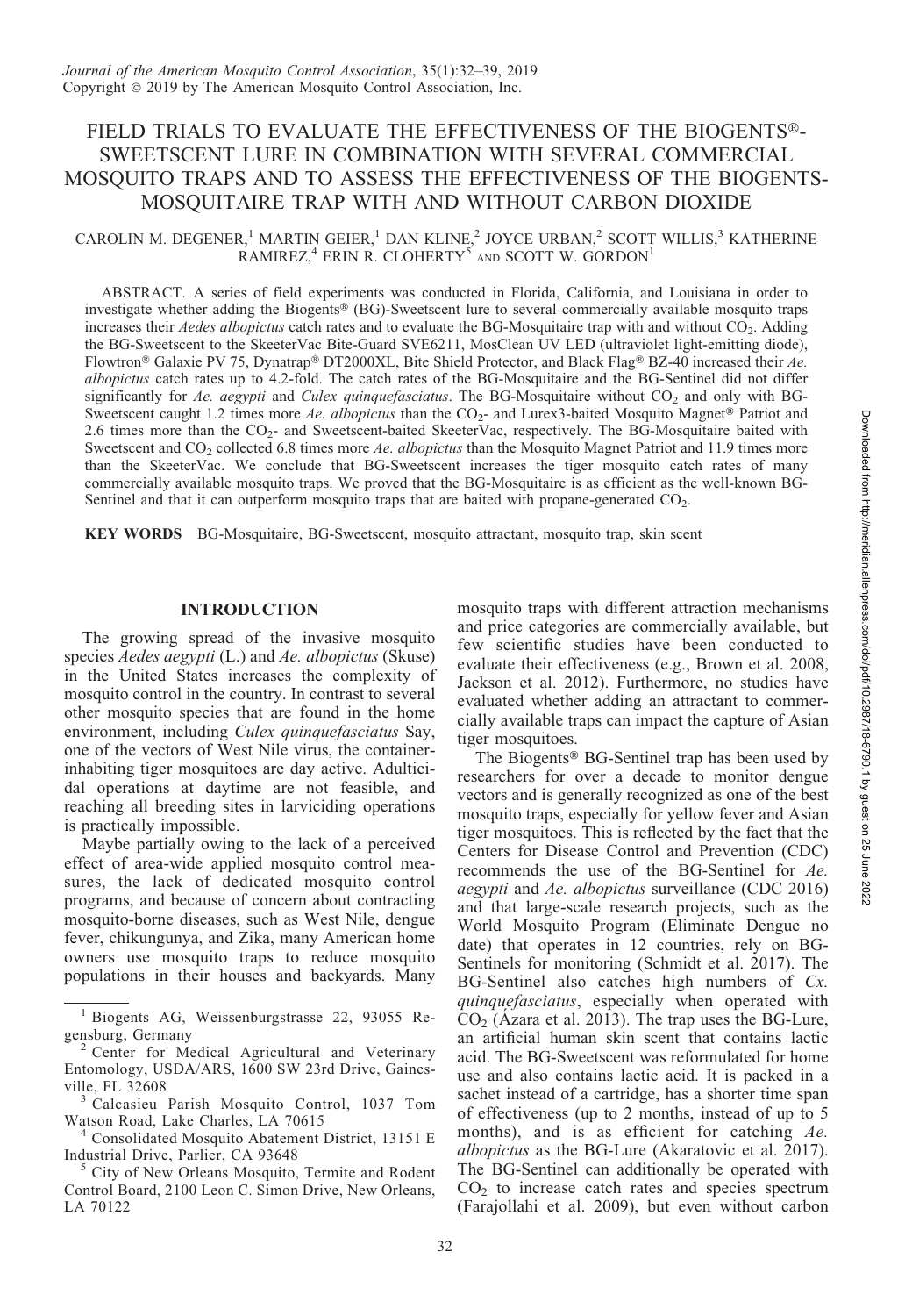# FIELD TRIALS TO EVALUATE THE EFFECTIVENESS OF THE BIOGENTS®-SWEETSCENT LURE IN COMBINATION WITH SEVERAL COMMERCIAL MOSQUITO TRAPS AND TO ASSESS THE EFFECTIVENESS OF THE BIOGENTS-MOSQUITAIRE TRAP WITH AND WITHOUT CARBON DIOXIDE

CAROLIN M. DEGENER,[1] MARTIN GEIER,[1] DAN KLINE,[2] JOYCE URBAN,[2] SCOTT WILLIS,[3] KATHERINE RAMIREZ,[4] ERIN R. CLOHERTY[5] AND SCOTT W. GORDON[1]

ABSTRACT. A series of field experiments was conducted in Florida, California, and Louisiana in order to investigate whether adding the Biogents® (BG)-Sweetscent lure to several commercially available mosquito traps increases their *Aedes albopictus* catch rates and to evaluate the BG-Mosquitaire trap with and without $CO_2$. Adding the BG-Sweetscent to the SkeeterVac Bite-Guard SVE6211, MosClean UV LED (ultraviolet light-emitting diode), Flowtron® Galaxie PV 75, Dynatrap® DT2000XL, Bite Shield Protector, and Black Flag® BZ-40 increased their *Ae. albopictus* catch rates up to 4.2-fold. The catch rates of the BG-Mosquitaire and the BG-Sentinel did not differ significantly for *Ae. aegypti* and *Culex quinquefasciatus*. The BG-Mosquitaire without $CO_2$ and only with BG-Sweetscent caught 1.2 times more *Ae. albopictus* than the $CO_2$- and Lurex3-baited Mosquito Magnet® Patriot and 2.6 times more than the $CO_2$- and Sweetscent-baited SkeeterVac, respectively. The BG-Mosquitaire baited with Sweetscent and $CO_2$ collected 6.8 times more *Ae. albopictus* than the Mosquito Magnet Patriot and 11.9 times more than the SkeeterVac. We conclude that BG-Sweetscent increases the tiger mosquito catch rates of many commercially available mosquito traps. We proved that the BG-Mosquitaire is as efficient as the well-known BG-Sentinel and that it can outperform mosquito traps that are baited with propane-generated $CO_2$.

**KEY WORDS** BG-Mosquitaire, BG-Sweetscent, mosquito attractant, mosquito trap, skin scent

## INTRODUCTION

The growing spread of the invasive mosquito species *Aedes aegypti* (L.) and *Ae. albopictus* (Skuse) in the United States increases the complexity of mosquito control in the country. In contrast to several other mosquito species that are found in the home environment, including *Culex quinquefasciatus* Say, one of the vectors of West Nile virus, the container-inhabiting tiger mosquitoes are day active. Adulticidal operations at daytime are not feasible, and reaching all breeding sites in larviciding operations is practically impossible.

Maybe partially owing to the lack of a perceived effect of area-wide applied mosquito control measures, the lack of dedicated mosquito control programs, and because of concern about contracting mosquito-borne diseases, such as West Nile, dengue fever, chikungunya, and Zika, many American home owners use mosquito traps to reduce mosquito populations in their houses and backyards. Many mosquito traps with different attraction mechanisms and price categories are commercially available, but few scientific studies have been conducted to evaluate their effectiveness (e.g., Brown et al. 2008, Jackson et al. 2012). Furthermore, no studies have evaluated whether adding an attractant to commercially available traps can impact the capture of Asian tiger mosquitoes.

The Biogents® BG-Sentinel trap has been used by researchers for over a decade to monitor dengue vectors and is generally recognized as one of the best mosquito traps, especially for yellow fever and Asian tiger mosquitoes. This is reflected by the fact that the Centers for Disease Control and Prevention (CDC) recommends the use of the BG-Sentinel for *Ae. aegypti* and *Ae. albopictus* surveillance (CDC 2016) and that large-scale research projects, such as the World Mosquito Program (Eliminate Dengue no date) that operates in 12 countries, rely on BG-Sentinels for monitoring (Schmidt et al. 2017). The BG-Sentinel also catches high numbers of *Cx. quinquefasciatus*, especially when operated with $CO_2$ (Azara et al. 2013). The trap uses the BG-Lure, an artificial human skin scent that contains lactic acid. The BG-Sweetscent was reformulated for home use and also contains lactic acid. It is packed in a sachet instead of a cartridge, has a shorter time span of effectiveness (up to 2 months, instead of up to 5 months), and is as efficient for catching *Ae. albopictus* as the BG-Lure (Akaratovic et al. 2017). The BG-Sentinel can additionally be operated with $CO_2$ to increase catch rates and species spectrum (Farajollahi et al. 2009), but even without carbon

---

[1] Biogents AG, Weissenburgstrasse 22, 93055 Regensburg, Germany

[2] Center for Medical Agricultural and Veterinary Entomology, USDA/ARS, 1600 SW 23rd Drive, Gainesville, FL 32608

[3] Calcasieu Parish Mosquito Control, 1037 Tom Watson Road, Lake Charles, LA 70615

[4] Consolidated Mosquito Abatement District, 13151 E Industrial Drive, Parlier, CA 93648

[5] City of New Orleans Mosquito, Termite and Rodent Control Board, 2100 Leon C. Simon Drive, New Orleans, LA 70122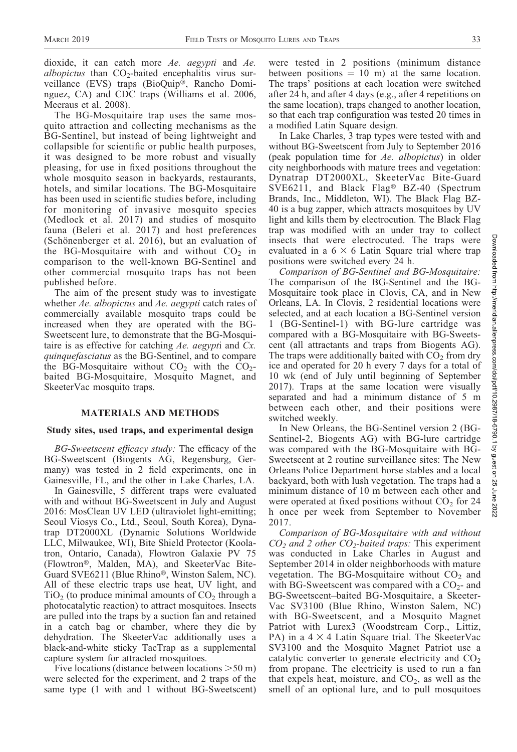dioxide, it can catch more *Ae. aegypti* and *Ae. albopictus* than $CO_2$-baited encephalitis virus surveillance (EVS) traps (BioQuip®, Rancho Dominguez, CA) and CDC traps (Williams et al. 2006, Meeraus et al. 2008).

The BG-Mosquitaire trap uses the same mosquito attraction and collecting mechanisms as the BG-Sentinel, but instead of being lightweight and collapsible for scientific or public health purposes, it was designed to be more robust and visually pleasing, for use in fixed positions throughout the whole mosquito season in backyards, restaurants, hotels, and similar locations. The BG-Mosquitaire has been used in scientific studies before, including for monitoring of invasive mosquito species (Medlock et al. 2017) and studies of mosquito fauna (Beleri et al. 2017) and host preferences (Schönenberger et al. 2016), but an evaluation of the BG-Mosquitaire with and without $CO_2$ in comparison to the well-known BG-Sentinel and other commercial mosquito traps has not been published before.

The aim of the present study was to investigate whether *Ae. albopictus* and *Ae. aegypti* catch rates of commercially available mosquito traps could be increased when they are operated with the BG-Sweetscent lure, to demonstrate that the BG-Mosquitaire is as effective for catching *Ae. aegypti* and *Cx. quinquefasciatus* as the BG-Sentinel, and to compare the BG-Mosquitaire without $CO_2$ with the $CO_2$-baited BG-Mosquitaire, Mosquito Magnet, and SkeeterVac mosquito traps.

## MATERIALS AND METHODS

### Study sites, used traps, and experimental design

*BG-Sweetscent efficacy study:* The efficacy of the BG-Sweetscent (Biogents AG, Regensburg, Germany) was tested in 2 field experiments, one in Gainesville, FL, and the other in Lake Charles, LA.

In Gainesville, 5 different traps were evaluated with and without BG-Sweetscent in July and August 2016: MosClean UV LED (ultraviolet light-emitting; Seoul Viosys Co., Ltd., Seoul, South Korea), Dynatrap DT2000XL (Dynamic Solutions Worldwide LLC, Milwaukee, WI), Bite Shield Protector (Koolatron, Ontario, Canada), Flowtron Galaxie PV 75 (Flowtron®, Malden, MA), and SkeeterVac Bite-Guard SVE6211 (Blue Rhino®, Winston Salem, NC). All of these electric traps use heat, UV light, and $TiO_2$ (to produce minimal amounts of $CO_2$ through a photocatalytic reaction) to attract mosquitoes. Insects are pulled into the traps by a suction fan and retained in a catch bag or chamber, where they die by dehydration. The SkeeterVac additionally uses a black-and-white sticky TacTrap as a supplemental capture system for attracted mosquitoes.

Five locations (distance between locations >50 m) were selected for the experiment, and 2 traps of the same type (1 with and 1 without BG-Sweetscent) were tested in 2 positions (minimum distance between positions = 10 m) at the same location. The traps' positions at each location were switched after 24 h, and after 4 days (e.g., after 4 repetitions on the same location), traps changed to another location, so that each trap configuration was tested 20 times in a modified Latin Square design.

In Lake Charles, 3 trap types were tested with and without BG-Sweetscent from July to September 2016 (peak population time for *Ae. albopictus*) in older city neighborhoods with mature trees and vegetation: Dynatrap DT2000XL, SkeeterVac Bite-Guard SVE6211, and Black Flag® BZ-40 (Spectrum Brands, Inc., Middleton, WI). The Black Flag BZ-40 is a bug zapper, which attracts mosquitoes by UV light and kills them by electrocution. The Black Flag trap was modified with an under tray to collect insects that were electrocuted. The traps were evaluated in a 6 × 6 Latin Square trial where trap positions were switched every 24 h.

*Comparison of BG-Sentinel and BG-Mosquitaire:* The comparison of the BG-Sentinel and the BG-Mosquitaire took place in Clovis, CA, and in New Orleans, LA. In Clovis, 2 residential locations were selected, and at each location a BG-Sentinel version 1 (BG-Sentinel-1) with BG-lure cartridge was compared with a BG-Mosquitaire with BG-Sweetscent (all attractants and traps from Biogents AG). The traps were additionally baited with $CO_2$ from dry ice and operated for 20 h every 7 days for a total of 10 wk (end of July until beginning of September 2017). Traps at the same location were visually separated and had a minimum distance of 5 m between each other, and their positions were switched weekly.

In New Orleans, the BG-Sentinel version 2 (BG-Sentinel-2, Biogents AG) with BG-lure cartridge was compared with the BG-Mosquitaire with BG-Sweetscent at 2 routine surveillance sites: The New Orleans Police Department horse stables and a local backyard, both with lush vegetation. The traps had a minimum distance of 10 m between each other and were operated at fixed positions without $CO_2$ for 24 h once per week from September to November 2017.

*Comparison of BG-Mosquitaire with and without $CO_2$ and 2 other $CO_2$-baited traps:* This experiment was conducted in Lake Charles in August and September 2014 in older neighborhoods with mature vegetation. The BG-Mosquitaire without $CO_2$ and with BG-Sweetscent was compared with a $CO_2$- and BG-Sweetscent–baited BG-Mosquitaire, a SkeeterVac SV3100 (Blue Rhino, Winston Salem, NC) with BG-Sweetscent, and a Mosquito Magnet Patriot with Lurex3 (Woodstream Corp., Littiz, PA) in a 4 × 4 Latin Square trial. The SkeeterVac SV3100 and the Mosquito Magnet Patriot use a catalytic converter to generate electricity and $CO_2$ from propane. The electricity is used to run a fan that expels heat, moisture, and $CO_2$, as well as the smell of an optional lure, and to pull mosquitoes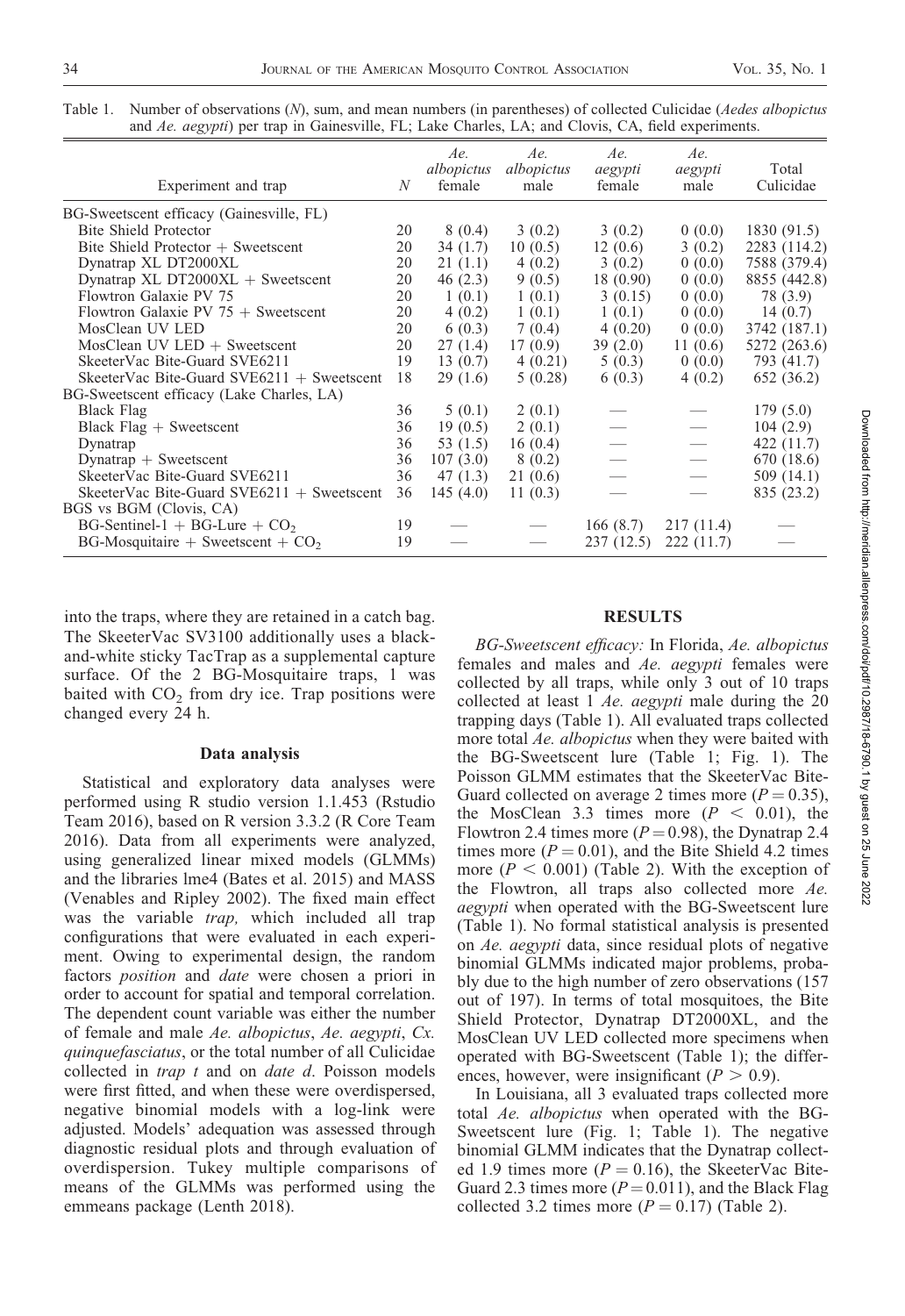Table 1. Number of observations ($N$), sum, and mean numbers (in parentheses) of collected Culicidae (*Aedes albopictus* and *Ae. aegypti*) per trap in Gainesville, FL; Lake Charles, LA; and Clovis, CA, field experiments.

| Experiment and trap | $N$ | *Ae. albopictus* female | *Ae. albopictus* male | *Ae. aegypti* female | *Ae. aegypti* male | Total Culicidae |
|---|---|---|---|---|---|---|
| BG-Sweetscent efficacy (Gainesville, FL) | | | | | | |
| Bite Shield Protector | 20 | 8 (0.4) | 3 (0.2) | 3 (0.2) | 0 (0.0) | 1830 (91.5) |
| Bite Shield Protector + Sweetscent | 20 | 34 (1.7) | 10 (0.5) | 12 (0.6) | 3 (0.2) | 2283 (114.2) |
| Dynatrap XL DT2000XL | 20 | 21 (1.1) | 4 (0.2) | 3 (0.2) | 0 (0.0) | 7588 (379.4) |
| Dynatrap XL DT2000XL + Sweetscent | 20 | 46 (2.3) | 9 (0.5) | 18 (0.90) | 0 (0.0) | 8855 (442.8) |
| Flowtron Galaxie PV 75 | 20 | 1 (0.1) | 1 (0.1) | 3 (0.15) | 0 (0.0) | 78 (3.9) |
| Flowtron Galaxie PV 75 + Sweetscent | 20 | 4 (0.2) | 1 (0.1) | 1 (0.1) | 0 (0.0) | 14 (0.7) |
| MosClean UV LED | 20 | 6 (0.3) | 7 (0.4) | 4 (0.20) | 0 (0.0) | 3742 (187.1) |
| MosClean UV LED + Sweetscent | 20 | 27 (1.4) | 17 (0.9) | 39 (2.0) | 11 (0.6) | 5272 (263.6) |
| SkeeterVac Bite-Guard SVE6211 | 19 | 13 (0.7) | 4 (0.21) | 5 (0.3) | 0 (0.0) | 793 (41.7) |
| SkeeterVac Bite-Guard SVE6211 + Sweetscent | 18 | 29 (1.6) | 5 (0.28) | 6 (0.3) | 4 (0.2) | 652 (36.2) |
| BG-Sweetscent efficacy (Lake Charles, LA) | | | | | | |
| Black Flag | 36 | 5 (0.1) | 2 (0.1) | — | — | 179 (5.0) |
| Black Flag + Sweetscent | 36 | 19 (0.5) | 2 (0.1) | — | — | 104 (2.9) |
| Dynatrap | 36 | 53 (1.5) | 16 (0.4) | — | — | 422 (11.7) |
| Dynatrap + Sweetscent | 36 | 107 (3.0) | 8 (0.2) | — | — | 670 (18.6) |
| SkeeterVac Bite-Guard SVE6211 | 36 | 47 (1.3) | 21 (0.6) | — | — | 509 (14.1) |
| SkeeterVac Bite-Guard SVE6211 + Sweetscent | 36 | 145 (4.0) | 11 (0.3) | — | — | 835 (23.2) |
| BGS vs BGM (Clovis, CA) | | | | | | |
| BG-Sentinel-1 + BG-Lure + $CO_2$ | 19 | — | — | 166 (8.7) | 217 (11.4) | — |
| BG-Mosquitaire + Sweetscent + $CO_2$ | 19 | — | — | 237 (12.5) | 222 (11.7) | — |

into the traps, where they are retained in a catch bag. The SkeeterVac SV3100 additionally uses a black-and-white sticky TacTrap as a supplemental capture surface. Of the 2 BG-Mosquitaire traps, 1 was baited with $CO_2$ from dry ice. Trap positions were changed every 24 h.

### Data analysis

Statistical and exploratory data analyses were performed using R studio version 1.1.453 (Rstudio Team 2016), based on R version 3.3.2 (R Core Team 2016). Data from all experiments were analyzed, using generalized linear mixed models (GLMMs) and the libraries lme4 (Bates et al. 2015) and MASS (Venables and Ripley 2002). The fixed main effect was the variable *trap,* which included all trap configurations that were evaluated in each experiment. Owing to experimental design, the random factors *position* and *date* were chosen a priori in order to account for spatial and temporal correlation. The dependent count variable was either the number of female and male *Ae. albopictus*, *Ae. aegypti*, *Cx. quinquefasciatus*, or the total number of all Culicidae collected in *trap t* and on *date d*. Poisson models were first fitted, and when these were overdispersed, negative binomial models with a log-link were adjusted. Models' adequation was assessed through diagnostic residual plots and through evaluation of overdispersion. Tukey multiple comparisons of means of the GLMMs was performed using the emmeans package (Lenth 2018).

## RESULTS

*BG-Sweetscent efficacy:* In Florida, *Ae. albopictus* females and males and *Ae. aegypti* females were collected by all traps, while only 3 out of 10 traps collected at least 1 *Ae. aegypti* male during the 20 trapping days (Table 1). All evaluated traps collected more total *Ae. albopictus* when they were baited with the BG-Sweetscent lure (Table 1; Fig. 1). The Poisson GLMM estimates that the SkeeterVac Bite-Guard collected on average 2 times more ($P = 0.35$), the MosClean 3.3 times more ($P < 0.01$), the Flowtron 2.4 times more ($P = 0.98$), the Dynatrap 2.4 times more ($P = 0.01$), and the Bite Shield 4.2 times more ($P < 0.001$) (Table 2). With the exception of the Flowtron, all traps also collected more *Ae. aegypti* when operated with the BG-Sweetscent lure (Table 1). No formal statistical analysis is presented on *Ae. aegypti* data, since residual plots of negative binomial GLMMs indicated major problems, probably due to the high number of zero observations (157 out of 197). In terms of total mosquitoes, the Bite Shield Protector, Dynatrap DT2000XL, and the MosClean UV LED collected more specimens when operated with BG-Sweetscent (Table 1); the differences, however, were insignificant ($P > 0.9$).

In Louisiana, all 3 evaluated traps collected more total *Ae. albopictus* when operated with the BG-Sweetscent lure (Fig. 1; Table 1). The negative binomial GLMM indicates that the Dynatrap collected 1.9 times more ($P = 0.16$), the SkeeterVac Bite-Guard 2.3 times more ($P = 0.011$), and the Black Flag collected 3.2 times more ($P = 0.17$) (Table 2).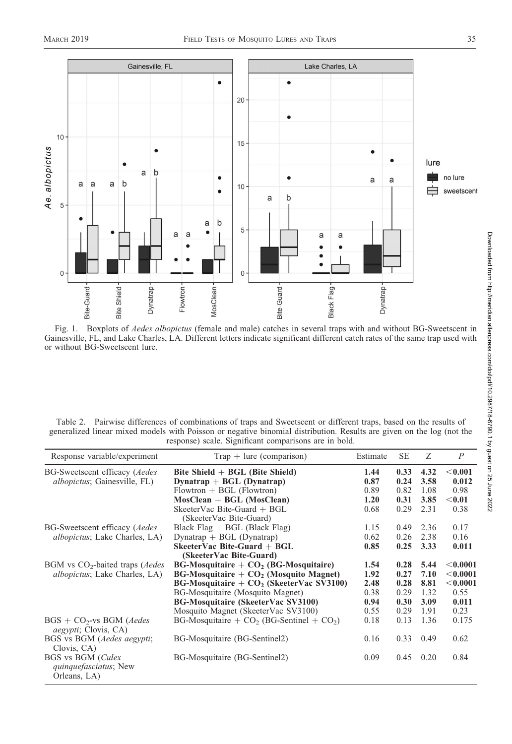Fig. 1. Boxplots of *Aedes albopictus* (female and male) catches in several traps with and without BG-Sweetscent in Gainesville, FL, and Lake Charles, LA. Different letters indicate significant different catch rates of the same trap used with or without BG-Sweetscent lure.

Table 2. Pairwise differences of combinations of traps and Sweetscent or different traps, based on the results of generalized linear mixed models with Poisson or negative binomial distribution. Results are given on the log (not the response) scale. Significant comparisons are in bold.

| Response variable/experiment | Trap + lure (comparison) | Estimate | SE | Z | *P* |
|---|---|---|---|---|---|
| BG-Sweetscent efficacy (*Aedes albopictus*; Gainesville, FL) | **Bite Shield + BGL (Bite Shield)** | **1.44** | **0.33** | **4.32** | **<0.001** |
| | **Dynatrap + BGL (Dynatrap)** | **0.87** | **0.24** | **3.58** | **0.012** |
| | Flowtron + BGL (Flowtron) | 0.89 | 0.82 | 1.08 | 0.98 |
| | **MosClean + BGL (MosClean)** | **1.20** | **0.31** | **3.85** | **<0.01** |
| | SkeeterVac Bite-Guard + BGL (SkeeterVac Bite-Guard) | 0.68 | 0.29 | 2.31 | 0.38 |
| BG-Sweetscent efficacy (*Aedes albopictus*; Lake Charles, LA) | Black Flag + BGL (Black Flag) | 1.15 | 0.49 | 2.36 | 0.17 |
| | Dynatrap + BGL (Dynatrap) | 0.62 | 0.26 | 2.38 | 0.16 |
| | **SkeeterVac Bite-Guard + BGL (SkeeterVac Bite-Guard)** | **0.85** | **0.25** | **3.33** | **0.011** |
| BGM vs $CO_2$-baited traps (*Aedes albopictus*; Lake Charles, LA) | **BG-Mosquitaire + $CO_2$ (BG-Mosquitaire)** | **1.54** | **0.28** | **5.44** | **<0.0001** |
| | **BG-Mosquitaire + $CO_2$ (Mosquito Magnet)** | **1.92** | **0.27** | **7.10** | **<0.0001** |
| | **BG-Mosquitaire + $CO_2$ (SkeeterVac SV3100)** | **2.48** | **0.28** | **8.81** | **<0.0001** |
| | BG-Mosquitaire (Mosquito Magnet) | 0.38 | 0.29 | 1.32 | 0.55 |
| | **BG-Mosquitaire (SkeeterVac SV3100)** | **0.94** | **0.30** | **3.09** | **0.011** |
| | Mosquito Magnet (SkeeterVac SV3100) | 0.55 | 0.29 | 1.91 | 0.23 |
| BGS + $CO_2$-vs BGM (*Aedes aegypti*; Clovis, CA) | BG-Mosquitaire + $CO_2$ (BG-Sentinel + $CO_2$) | 0.18 | 0.13 | 1.36 | 0.175 |
| BGS vs BGM (*Aedes aegypti*; Clovis, CA) | BG-Mosquitaire (BG-Sentinel2) | 0.16 | 0.33 | 0.49 | 0.62 |
| BGS vs BGM (*Culex quinquefasciatus*; New Orleans, LA) | BG-Mosquitaire (BG-Sentinel2) | 0.09 | 0.45 | 0.20 | 0.84 |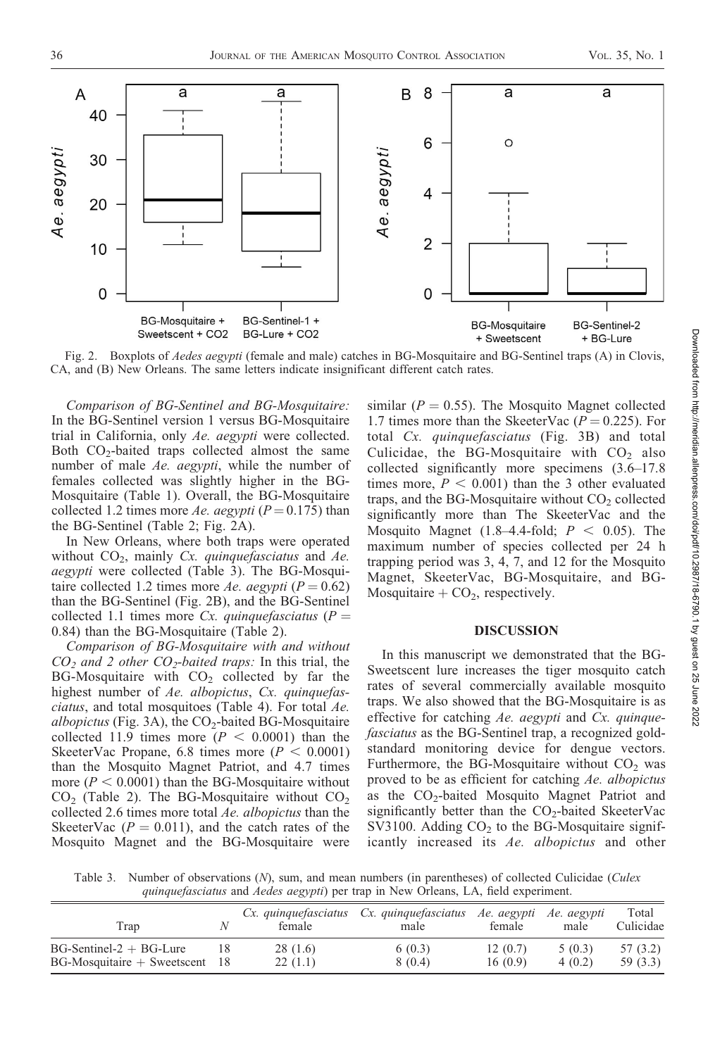Fig. 2. Boxplots of *Aedes aegypti* (female and male) catches in BG-Mosquitaire and BG-Sentinel traps (A) in Clovis, CA, and (B) New Orleans. The same letters indicate insignificant different catch rates.

*Comparison of BG-Sentinel and BG-Mosquitaire:* In the BG-Sentinel version 1 versus BG-Mosquitaire trial in California, only *Ae. aegypti* were collected. Both $CO_2$-baited traps collected almost the same number of male *Ae. aegypti*, while the number of females collected was slightly higher in the BG-Mosquitaire (Table 1). Overall, the BG-Mosquitaire collected 1.2 times more *Ae. aegypti* ($P = 0.175$) than the BG-Sentinel (Table 2; Fig. 2A).

In New Orleans, where both traps were operated without $CO_2$, mainly *Cx. quinquefasciatus* and *Ae. aegypti* were collected (Table 3). The BG-Mosquitaire collected 1.2 times more *Ae. aegypti* ($P = 0.62$) than the BG-Sentinel (Fig. 2B), and the BG-Sentinel collected 1.1 times more *Cx. quinquefasciatus* ($P = 0.84$) than the BG-Mosquitaire (Table 2).

*Comparison of BG-Mosquitaire with and without $CO_2$ and 2 other $CO_2$-baited traps:* In this trial, the BG-Mosquitaire with $CO_2$ collected by far the highest number of *Ae. albopictus*, *Cx. quinquefasciatus*, and total mosquitoes (Table 4). For total *Ae. albopictus* (Fig. 3A), the $CO_2$-baited BG-Mosquitaire collected 11.9 times more ($P < 0.0001$) than the SkeeterVac Propane, 6.8 times more ($P < 0.0001$) than the Mosquito Magnet Patriot, and 4.7 times more ($P < 0.0001$) than the BG-Mosquitaire without $CO_2$ (Table 2). The BG-Mosquitaire without $CO_2$ collected 2.6 times more total *Ae. albopictus* than the SkeeterVac ($P = 0.011$), and the catch rates of the Mosquito Magnet and the BG-Mosquitaire were similar ($P = 0.55$). The Mosquito Magnet collected 1.7 times more than the SkeeterVac ($P = 0.225$). For total *Cx. quinquefasciatus* (Fig. 3B) and total Culicidae, the BG-Mosquitaire with $CO_2$ also collected significantly more specimens (3.6–17.8 times more, $P < 0.001$) than the 3 other evaluated traps, and the BG-Mosquitaire without $CO_2$ collected significantly more than The SkeeterVac and the Mosquito Magnet (1.8–4.4-fold; $P < 0.05$). The maximum number of species collected per 24 h trapping period was 3, 4, 7, and 12 for the Mosquito Magnet, SkeeterVac, BG-Mosquitaire, and BG-Mosquitaire + $CO_2$, respectively.

## DISCUSSION

In this manuscript we demonstrated that the BG-Sweetscent lure increases the tiger mosquito catch rates of several commercially available mosquito traps. We also showed that the BG-Mosquitaire is as effective for catching *Ae. aegypti* and *Cx. quinquefasciatus* as the BG-Sentinel trap, a recognized gold-standard monitoring device for dengue vectors. Furthermore, the BG-Mosquitaire without $CO_2$ was proved to be as efficient for catching *Ae. albopictus* as the $CO_2$-baited Mosquito Magnet Patriot and significantly better than the $CO_2$-baited SkeeterVac SV3100. Adding $CO_2$ to the BG-Mosquitaire significantly increased its *Ae. albopictus* and other

Table 3. Number of observations (*N*), sum, and mean numbers (in parentheses) of collected Culicidae (*Culex quinquefasciatus* and *Aedes aegypti*) per trap in New Orleans, LA, field experiment.

| Trap | *N* | *Cx. quinquefasciatus* female | *Cx. quinquefasciatus* male | *Ae. aegypti* female | *Ae. aegypti* male | Total Culicidae |
|---|---|---|---|---|---|---|
| BG-Sentinel-2 + BG-Lure | 18 | 28 (1.6) | 6 (0.3) | 12 (0.7) | 5 (0.3) | 57 (3.2) |
| BG-Mosquitaire + Sweetscent | 18 | 22 (1.1) | 8 (0.4) | 16 (0.9) | 4 (0.2) | 59 (3.3) |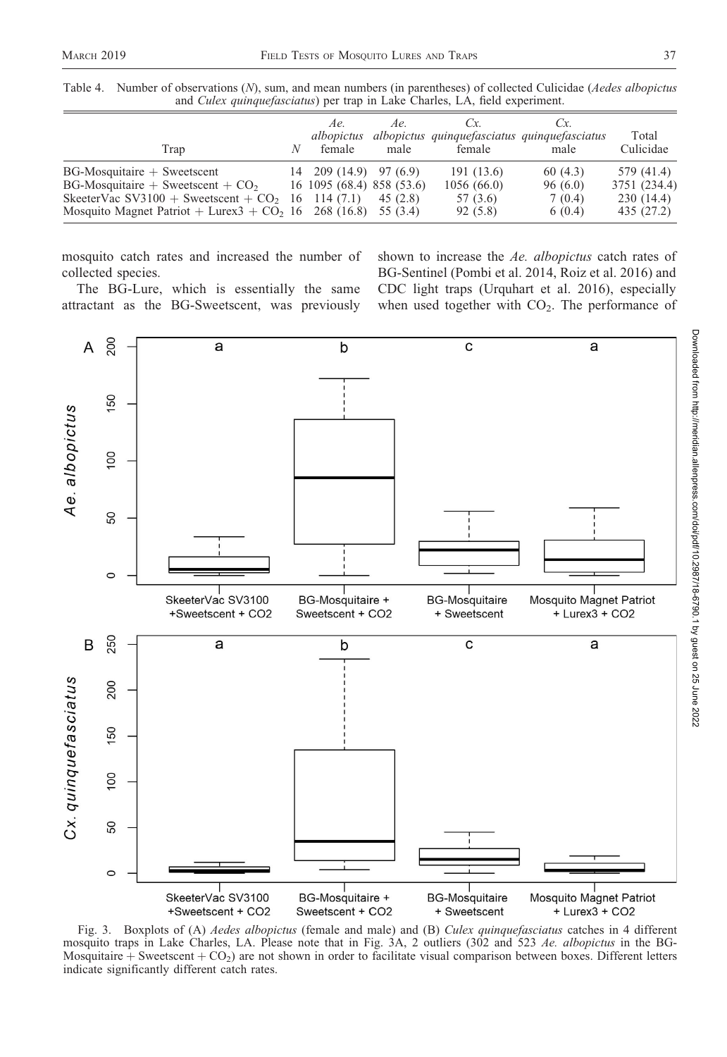Table 4. Number of observations (*N*), sum, and mean numbers (in parentheses) of collected Culicidae (*Aedes albopictus* and *Culex quinquefasciatus*) per trap in Lake Charles, LA, field experiment.

| Trap | *N* | *Ae. albopictus* female | *Ae. albopictus* male | *Cx. quinquefasciatus* female | *Cx. quinquefasciatus* male | Total Culicidae |
|---|---|---|---|---|---|---|
| BG-Mosquitaire + Sweetscent | 14 | 209 (14.9) | 97 (6.9) | 191 (13.6) | 60 (4.3) | 579 (41.4) |
| BG-Mosquitaire + Sweetscent + $CO_2$ | 16 | 1095 (68.4) | 858 (53.6) | 1056 (66.0) | 96 (6.0) | 3751 (234.4) |
| SkeeterVac SV3100 + Sweetscent + $CO_2$ | 16 | 114 (7.1) | 45 (2.8) | 57 (3.6) | 7 (0.4) | 230 (14.4) |
| Mosquito Magnet Patriot + Lurex3 + $CO_2$ | 16 | 268 (16.8) | 55 (3.4) | 92 (5.8) | 6 (0.4) | 435 (27.2) |

mosquito catch rates and increased the number of collected species.

The BG-Lure, which is essentially the same attractant as the BG-Sweetscent, was previously shown to increase the *Ae. albopictus* catch rates of BG-Sentinel (Pombi et al. 2014, Roiz et al. 2016) and CDC light traps (Urquhart et al. 2016), especially when used together with $CO_2$. The performance of

Fig. 3. Boxplots of (A) *Aedes albopictus* (female and male) and (B) *Culex quinquefasciatus* catches in 4 different mosquito traps in Lake Charles, LA. Please note that in Fig. 3A, 2 outliers (302 and 523 *Ae. albopictus* in the BG-Mosquitaire + Sweetscent + $CO_2$) are not shown in order to facilitate visual comparison between boxes. Different letters indicate significantly different catch rates.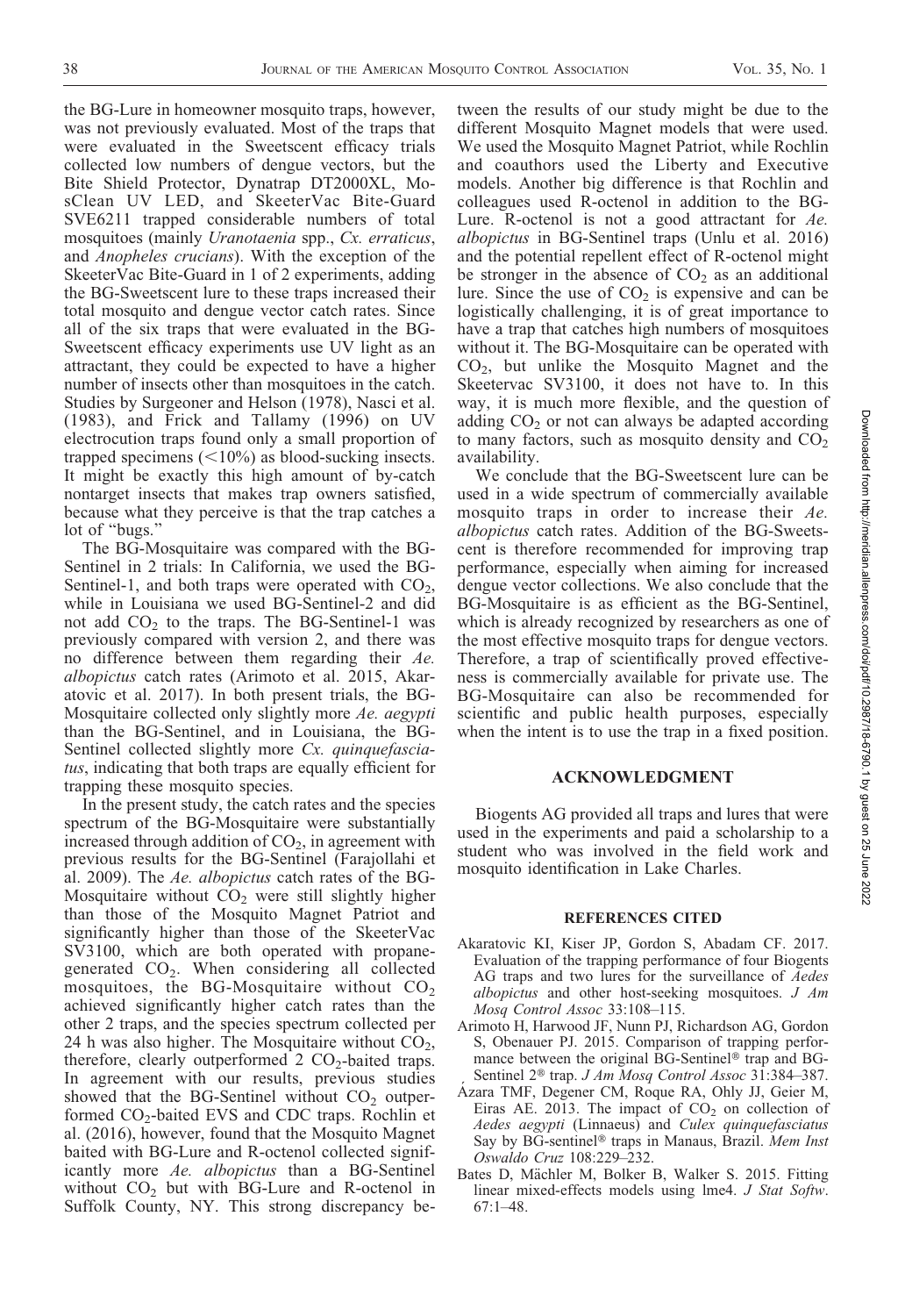the BG-Lure in homeowner mosquito traps, however, was not previously evaluated. Most of the traps that were evaluated in the Sweetscent efficacy trials collected low numbers of dengue vectors, but the Bite Shield Protector, Dynatrap DT2000XL, MosClean UV LED, and SkeeterVac Bite-Guard SVE6211 trapped considerable numbers of total mosquitoes (mainly *Uranotaenia* spp., *Cx. erraticus*, and *Anopheles crucians*). With the exception of the SkeeterVac Bite-Guard in 1 of 2 experiments, adding the BG-Sweetscent lure to these traps increased their total mosquito and dengue vector catch rates. Since all of the six traps that were evaluated in the BG-Sweetscent efficacy experiments use UV light as an attractant, they could be expected to have a higher number of insects other than mosquitoes in the catch. Studies by Surgeoner and Helson (1978), Nasci et al. (1983), and Frick and Tallamy (1996) on UV electrocution traps found only a small proportion of trapped specimens (<10%) as blood-sucking insects. It might be exactly this high amount of by-catch nontarget insects that makes trap owners satisfied, because what they perceive is that the trap catches a lot of "bugs."

The BG-Mosquitaire was compared with the BG-Sentinel in 2 trials: In California, we used the BG-Sentinel-1, and both traps were operated with $CO_2$, while in Louisiana we used BG-Sentinel-2 and did not add $CO_2$ to the traps. The BG-Sentinel-1 was previously compared with version 2, and there was no difference between them regarding their *Ae. albopictus* catch rates (Arimoto et al. 2015, Akaratovic et al. 2017). In both present trials, the BG-Mosquitaire collected only slightly more *Ae. aegypti* than the BG-Sentinel, and in Louisiana, the BG-Sentinel collected slightly more *Cx. quinquefasciatus*, indicating that both traps are equally efficient for trapping these mosquito species.

In the present study, the catch rates and the species spectrum of the BG-Mosquitaire were substantially increased through addition of $CO_2$, in agreement with previous results for the BG-Sentinel (Farajollahi et al. 2009). The *Ae. albopictus* catch rates of the BG-Mosquitaire without $CO_2$ were still slightly higher than those of the Mosquito Magnet Patriot and significantly higher than those of the SkeeterVac SV3100, which are both operated with propane-generated $CO_2$. When considering all collected mosquitoes, the BG-Mosquitaire without $CO_2$ achieved significantly higher catch rates than the other 2 traps, and the species spectrum collected per 24 h was also higher. The Mosquitaire without $CO_2$, therefore, clearly outperformed 2 $CO_2$-baited traps. In agreement with our results, previous studies showed that the BG-Sentinel without $CO_2$ outperformed $CO_2$-baited EVS and CDC traps. Rochlin et al. (2016), however, found that the Mosquito Magnet baited with BG-Lure and R-octenol collected significantly more *Ae. albopictus* than a BG-Sentinel without $CO_2$ but with BG-Lure and R-octenol in Suffolk County, NY. This strong discrepancy between the results of our study might be due to the different Mosquito Magnet models that were used. We used the Mosquito Magnet Patriot, while Rochlin and coauthors used the Liberty and Executive models. Another big difference is that Rochlin and colleagues used R-octenol in addition to the BG-Lure. R-octenol is not a good attractant for *Ae. albopictus* in BG-Sentinel traps (Unlu et al. 2016) and the potential repellent effect of R-octenol might be stronger in the absence of $CO_2$ as an additional lure. Since the use of $CO_2$ is expensive and can be logistically challenging, it is of great importance to have a trap that catches high numbers of mosquitoes without it. The BG-Mosquitaire can be operated with $CO_2$, but unlike the Mosquito Magnet and the Skeetervac SV3100, it does not have to. In this way, it is much more flexible, and the question of adding $CO_2$ or not can always be adapted according to many factors, such as mosquito density and $CO_2$ availability.

We conclude that the BG-Sweetscent lure can be used in a wide spectrum of commercially available mosquito traps in order to increase their *Ae. albopictus* catch rates. Addition of the BG-Sweetscent is therefore recommended for improving trap performance, especially when aiming for increased dengue vector collections. We also conclude that the BG-Mosquitaire is as efficient as the BG-Sentinel, which is already recognized by researchers as one of the most effective mosquito traps for dengue vectors. Therefore, a trap of scientifically proved effectiveness is commercially available for private use. The BG-Mosquitaire can also be recommended for scientific and public health purposes, especially when the intent is to use the trap in a fixed position.

## ACKNOWLEDGMENT

Biogents AG provided all traps and lures that were used in the experiments and paid a scholarship to a student who was involved in the field work and mosquito identification in Lake Charles.

## REFERENCES CITED

Akaratovic KI, Kiser JP, Gordon S, Abadam CF. 2017. Evaluation of the trapping performance of four Biogents AG traps and two lures for the surveillance of *Aedes albopictus* and other host-seeking mosquitoes. *J Am Mosq Control Assoc* 33:108–115.

Arimoto H, Harwood JF, Nunn PJ, Richardson AG, Gordon S, Obenauer PJ. 2015. Comparison of trapping performance between the original BG-Sentinel® trap and BG-Sentinel 2® trap. *J Am Mosq Control Assoc* 31:384–387.

Ázara TMF, Degener CM, Roque RA, Ohly JJ, Geier M, Eiras AE. 2013. The impact of $CO_2$ on collection of *Aedes aegypti* (Linnaeus) and *Culex quinquefasciatus* Say by BG-sentinel® traps in Manaus, Brazil. *Mem Inst Oswaldo Cruz* 108:229–232.

Bates D, Mächler M, Bolker B, Walker S. 2015. Fitting linear mixed-effects models using lme4. *J Stat Softw*. 67:1–48.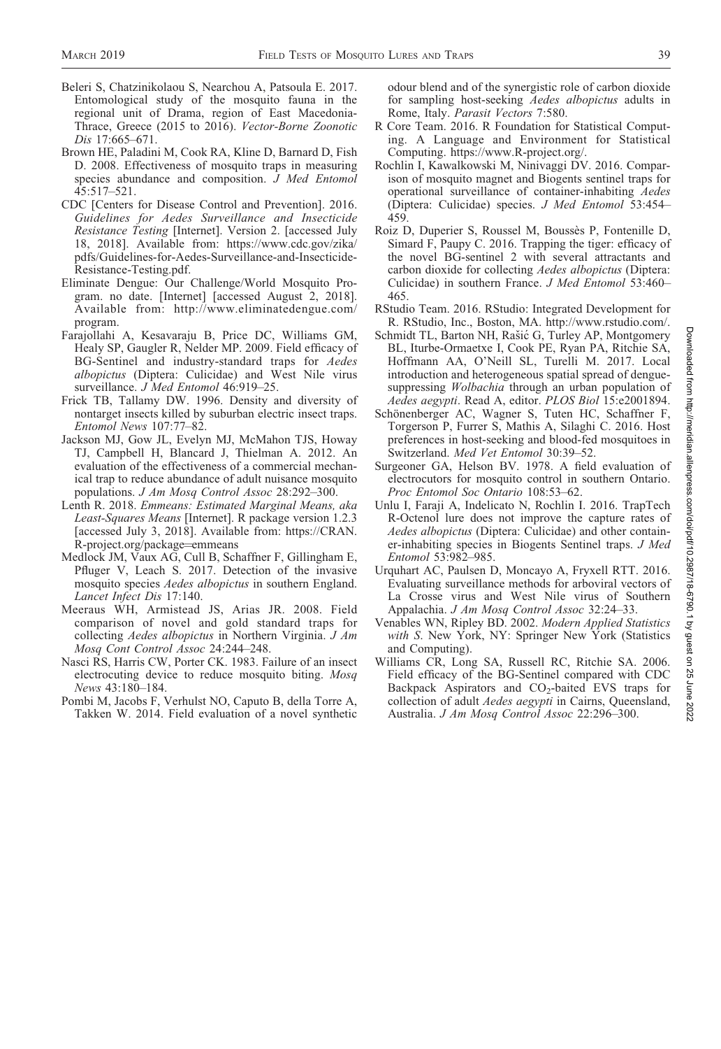Beleri S, Chatzinikolaou S, Nearchou A, Patsoula E. 2017. Entomological study of the mosquito fauna in the regional unit of Drama, region of East Macedonia-Thrace, Greece (2015 to 2016). *Vector-Borne Zoonotic Dis* 17:665–671.

Brown HE, Paladini M, Cook RA, Kline D, Barnard D, Fish D. 2008. Effectiveness of mosquito traps in measuring species abundance and composition. *J Med Entomol* 45:517–521.

CDC [Centers for Disease Control and Prevention]. 2016. *Guidelines for Aedes Surveillance and Insecticide Resistance Testing* [Internet]. Version 2. [accessed July 18, 2018]. Available from: https://www.cdc.gov/zika/pdfs/Guidelines-for-Aedes-Surveillance-and-Insecticide-Resistance-Testing.pdf.

Eliminate Dengue: Our Challenge/World Mosquito Program. no date. [Internet] [accessed August 2, 2018]. Available from: http://www.eliminatedengue.com/program.

Farajollahi A, Kesavaraju B, Price DC, Williams GM, Healy SP, Gaugler R, Nelder MP. 2009. Field efficacy of BG-Sentinel and industry-standard traps for *Aedes albopictus* (Diptera: Culicidae) and West Nile virus surveillance. *J Med Entomol* 46:919–25.

Frick TB, Tallamy DW. 1996. Density and diversity of nontarget insects killed by suburban electric insect traps. *Entomol News* 107:77–82.

Jackson MJ, Gow JL, Evelyn MJ, McMahon TJS, Howay TJ, Campbell H, Blancard J, Thielman A. 2012. An evaluation of the effectiveness of a commercial mechanical trap to reduce abundance of adult nuisance mosquito populations. *J Am Mosq Control Assoc* 28:292–300.

Lenth R. 2018. *Emmeans: Estimated Marginal Means, aka Least-Squares Means* [Internet]. R package version 1.2.3 [accessed July 3, 2018]. Available from: https://CRAN.R-project.org/package=emmeans

Medlock JM, Vaux AG, Cull B, Schaffner F, Gillingham E, Pfluger V, Leach S. 2017. Detection of the invasive mosquito species *Aedes albopictus* in southern England. *Lancet Infect Dis* 17:140.

Meeraus WH, Armistead JS, Arias JR. 2008. Field comparison of novel and gold standard traps for collecting *Aedes albopictus* in Northern Virginia. *J Am Mosq Cont Control Assoc* 24:244–248.

Nasci RS, Harris CW, Porter CK. 1983. Failure of an insect electrocuting device to reduce mosquito biting. *Mosq News* 43:180–184.

Pombi M, Jacobs F, Verhulst NO, Caputo B, della Torre A, Takken W. 2014. Field evaluation of a novel synthetic odour blend and of the synergistic role of carbon dioxide for sampling host-seeking *Aedes albopictus* adults in Rome, Italy. *Parasit Vectors* 7:580.

R Core Team. 2016. R Foundation for Statistical Computing. A Language and Environment for Statistical Computing. https://www.R-project.org/.

Rochlin I, Kawalkowski M, Ninivaggi DV. 2016. Comparison of mosquito magnet and Biogents sentinel traps for operational surveillance of container-inhabiting *Aedes* (Diptera: Culicidae) species. *J Med Entomol* 53:454–459.

Roiz D, Duperier S, Roussel M, Boussès P, Fontenille D, Simard F, Paupy C. 2016. Trapping the tiger: efficacy of the novel BG-sentinel 2 with several attractants and carbon dioxide for collecting *Aedes albopictus* (Diptera: Culicidae) in southern France. *J Med Entomol* 53:460–465.

RStudio Team. 2016. RStudio: Integrated Development for R. RStudio, Inc., Boston, MA. http://www.rstudio.com/.

Schmidt TL, Barton NH, Rašić G, Turley AP, Montgomery BL, Iturbe-Ormaetxe I, Cook PE, Ryan PA, Ritchie SA, Hoffmann AA, O'Neill SL, Turelli M. 2017. Local introduction and heterogeneous spatial spread of dengue-suppressing *Wolbachia* through an urban population of *Aedes aegypti*. Read A, editor. *PLOS Biol* 15:e2001894.

Schönenberger AC, Wagner S, Tuten HC, Schaffner F, Torgerson P, Furrer S, Mathis A, Silaghi C. 2016. Host preferences in host-seeking and blood-fed mosquitoes in Switzerland. *Med Vet Entomol* 30:39–52.

Surgeoner GA, Helson BV. 1978. A field evaluation of electrocutors for mosquito control in southern Ontario. *Proc Entomol Soc Ontario* 108:53–62.

Unlu I, Faraji A, Indelicato N, Rochlin I. 2016. TrapTech R-Octenol lure does not improve the capture rates of *Aedes albopictus* (Diptera: Culicidae) and other container-inhabiting species in Biogents Sentinel traps. *J Med Entomol* 53:982–985.

Urquhart AC, Paulsen D, Moncayo A, Fryxell RTT. 2016. Evaluating surveillance methods for arboviral vectors of La Crosse virus and West Nile virus of Southern Appalachia. *J Am Mosq Control Assoc* 32:24–33.

Venables WN, Ripley BD. 2002. *Modern Applied Statistics with S*. New York, NY: Springer New York (Statistics and Computing).

Williams CR, Long SA, Russell RC, Ritchie SA. 2006. Field efficacy of the BG-Sentinel compared with CDC Backpack Aspirators and $CO_2$-baited EVS traps for collection of adult *Aedes aegypti* in Cairns, Queensland, Australia. *J Am Mosq Control Assoc* 22:296–300.